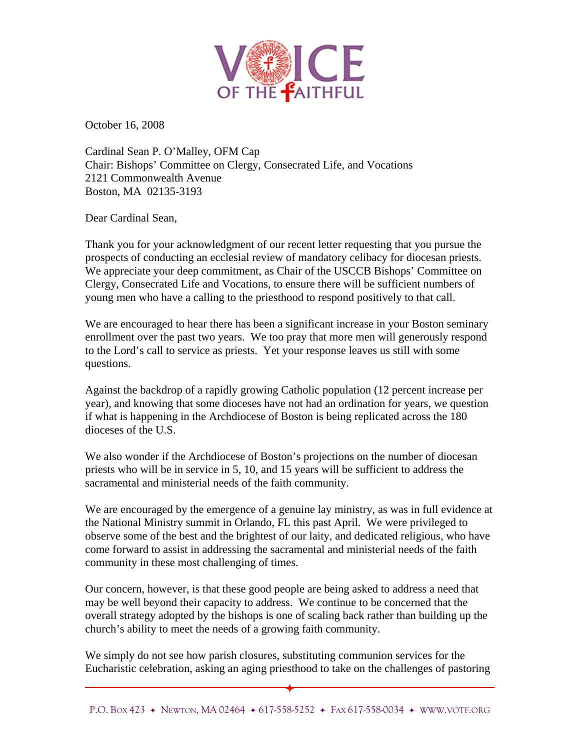October 16, 2008

Cardinal Sean P. O'Malley, OFM Cap
Chair: Bishops' Committee on Clergy, Consecrated Life, and Vocations
2121 Commonwealth Avenue
Boston, MA 02135-3193

Dear Cardinal Sean,

Thank you for your acknowledgment of our recent letter requesting that you pursue the prospects of conducting an ecclesial review of mandatory celibacy for diocesan priests. We appreciate your deep commitment, as Chair of the USCCB Bishops' Committee on Clergy, Consecrated Life and Vocations, to ensure there will be sufficient numbers of young men who have a calling to the priesthood to respond positively to that call.

We are encouraged to hear there has been a significant increase in your Boston seminary enrollment over the past two years. We too pray that more men will generously respond to the Lord's call to service as priests. Yet your response leaves us still with some questions.

Against the backdrop of a rapidly growing Catholic population (12 percent increase per year), and knowing that some dioceses have not had an ordination for years, we question if what is happening in the Archdiocese of Boston is being replicated across the 180 dioceses of the U.S.

We also wonder if the Archdiocese of Boston's projections on the number of diocesan priests who will be in service in 5, 10, and 15 years will be sufficient to address the sacramental and ministerial needs of the faith community.

We are encouraged by the emergence of a genuine lay ministry, as was in full evidence at the National Ministry summit in Orlando, FL this past April. We were privileged to observe some of the best and the brightest of our laity, and dedicated religious, who have come forward to assist in addressing the sacramental and ministerial needs of the faith community in these most challenging of times.

Our concern, however, is that these good people are being asked to address a need that may be well beyond their capacity to address. We continue to be concerned that the overall strategy adopted by the bishops is one of scaling back rather than building up the church's ability to meet the needs of a growing faith community.

We simply do not see how parish closures, substituting communion services for the Eucharistic celebration, asking an aging priesthood to take on the challenges of pastoring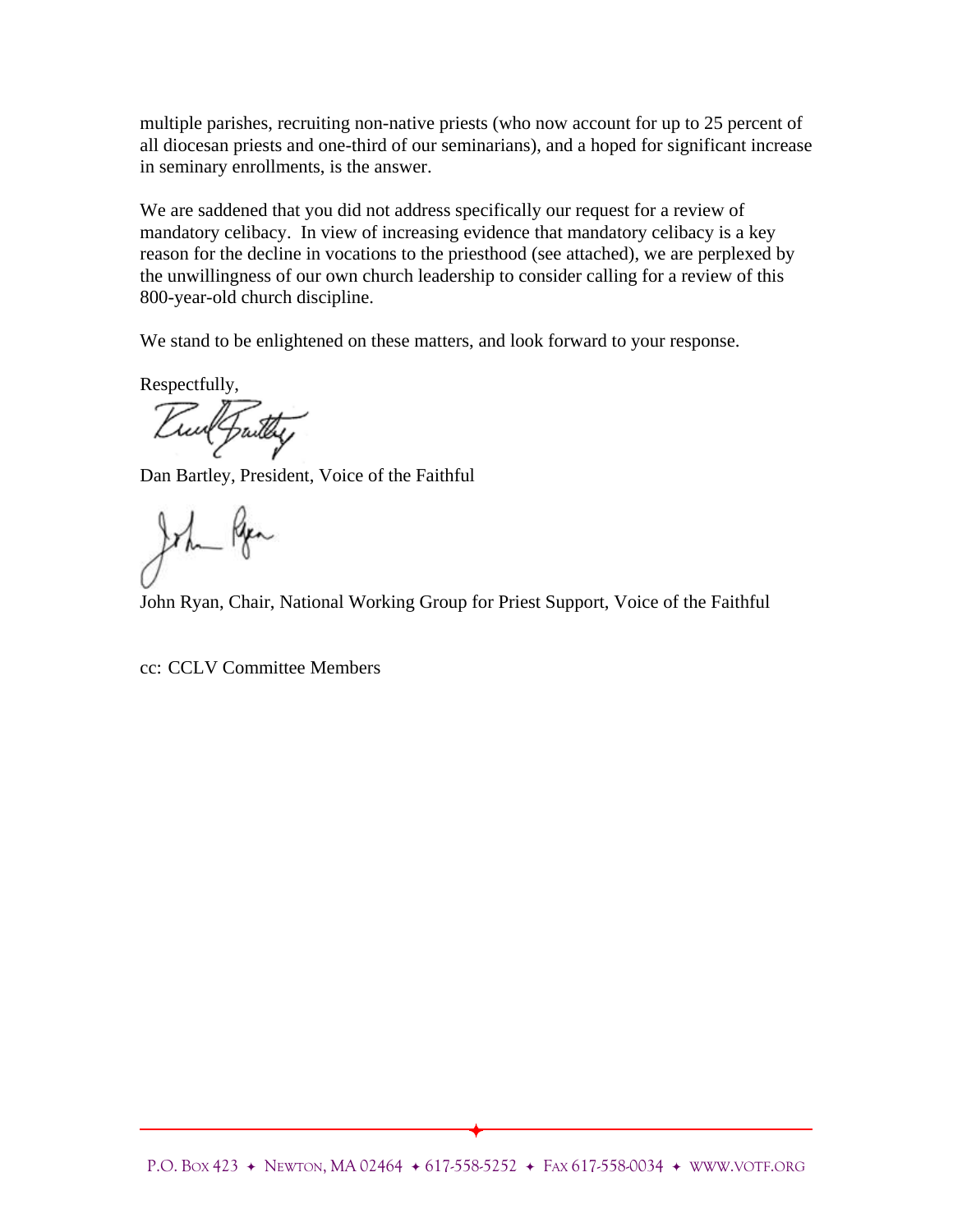multiple parishes, recruiting non-native priests (who now account for up to 25 percent of all diocesan priests and one-third of our seminarians), and a hoped for significant increase in seminary enrollments, is the answer.

We are saddened that you did not address specifically our request for a review of mandatory celibacy. In view of increasing evidence that mandatory celibacy is a key reason for the decline in vocations to the priesthood (see attached), we are perplexed by the unwillingness of our own church leadership to consider calling for a review of this 800-year-old church discipline.

We stand to be enlightened on these matters, and look forward to your response.

Respectfully,

Dan Bartley, President, Voice of the Faithful

John Ryan, Chair, National Working Group for Priest Support, Voice of the Faithful

cc: CCLV Committee Members

P.O. Box 423 ✦ Newton, MA 02464 ✦ 617-558-5252 ✦ Fax 617-558-0034 ✦ www.votf.org